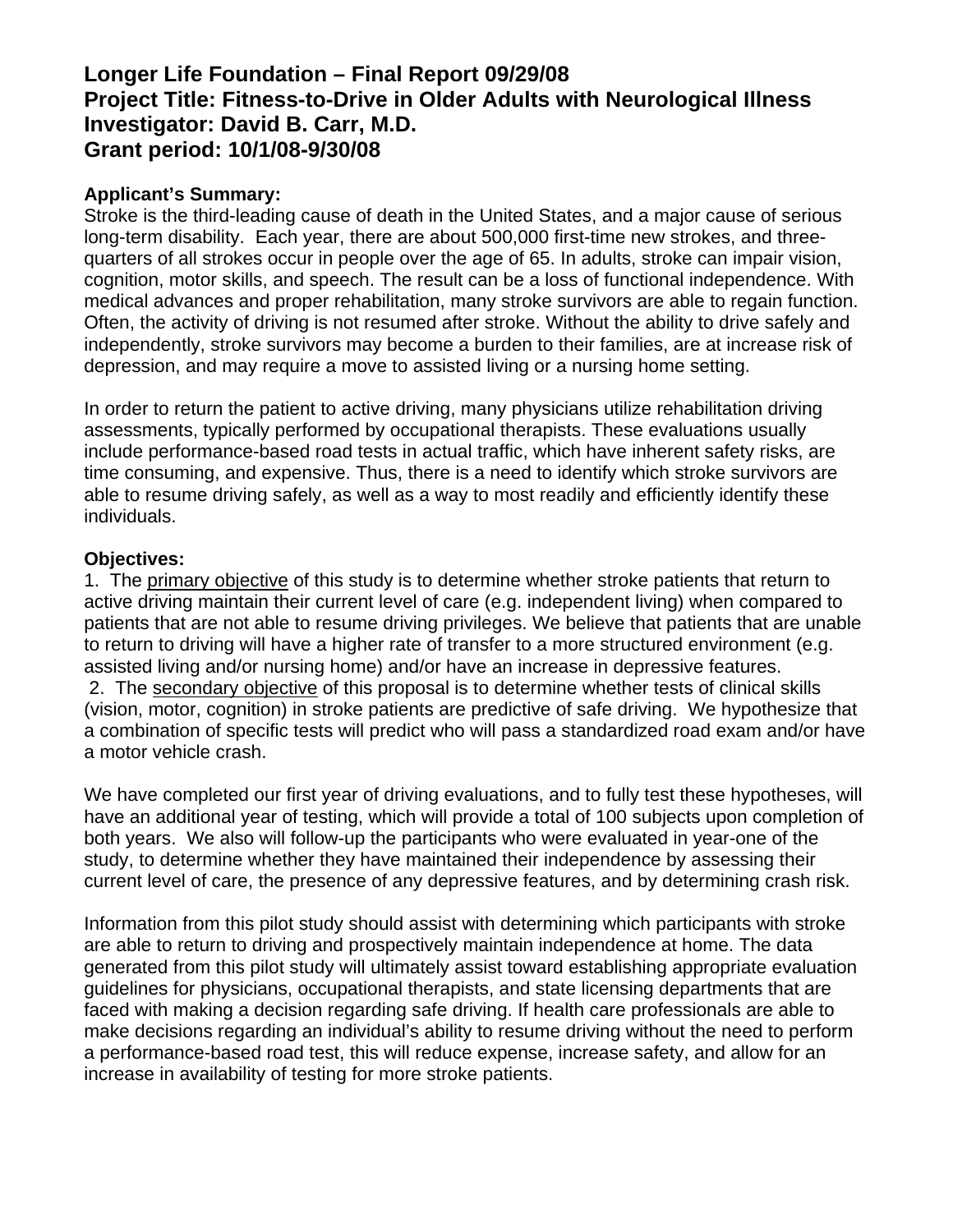# Longer Life Foundation – Final Report 09/29/08
# Project Title: Fitness-to-Drive in Older Adults with Neurological Illness
# Investigator: David B. Carr, M.D.
# Grant period: 10/1/08-9/30/08

**Applicant's Summary:**

Stroke is the third-leading cause of death in the United States, and a major cause of serious long-term disability. Each year, there are about 500,000 first-time new strokes, and three-quarters of all strokes occur in people over the age of 65. In adults, stroke can impair vision, cognition, motor skills, and speech. The result can be a loss of functional independence. With medical advances and proper rehabilitation, many stroke survivors are able to regain function. Often, the activity of driving is not resumed after stroke. Without the ability to drive safely and independently, stroke survivors may become a burden to their families, are at increase risk of depression, and may require a move to assisted living or a nursing home setting.

In order to return the patient to active driving, many physicians utilize rehabilitation driving assessments, typically performed by occupational therapists. These evaluations usually include performance-based road tests in actual traffic, which have inherent safety risks, are time consuming, and expensive. Thus, there is a need to identify which stroke survivors are able to resume driving safely, as well as a way to most readily and efficiently identify these individuals.

**Objectives:**

1. The <u>primary objective</u> of this study is to determine whether stroke patients that return to active driving maintain their current level of care (e.g. independent living) when compared to patients that are not able to resume driving privileges. We believe that patients that are unable to return to driving will have a higher rate of transfer to a more structured environment (e.g. assisted living and/or nursing home) and/or have an increase in depressive features.
2. The <u>secondary objective</u> of this proposal is to determine whether tests of clinical skills (vision, motor, cognition) in stroke patients are predictive of safe driving. We hypothesize that a combination of specific tests will predict who will pass a standardized road exam and/or have a motor vehicle crash.

We have completed our first year of driving evaluations, and to fully test these hypotheses, will have an additional year of testing, which will provide a total of 100 subjects upon completion of both years. We also will follow-up the participants who were evaluated in year-one of the study, to determine whether they have maintained their independence by assessing their current level of care, the presence of any depressive features, and by determining crash risk.

Information from this pilot study should assist with determining which participants with stroke are able to return to driving and prospectively maintain independence at home. The data generated from this pilot study will ultimately assist toward establishing appropriate evaluation guidelines for physicians, occupational therapists, and state licensing departments that are faced with making a decision regarding safe driving. If health care professionals are able to make decisions regarding an individual's ability to resume driving without the need to perform a performance-based road test, this will reduce expense, increase safety, and allow for an increase in availability of testing for more stroke patients.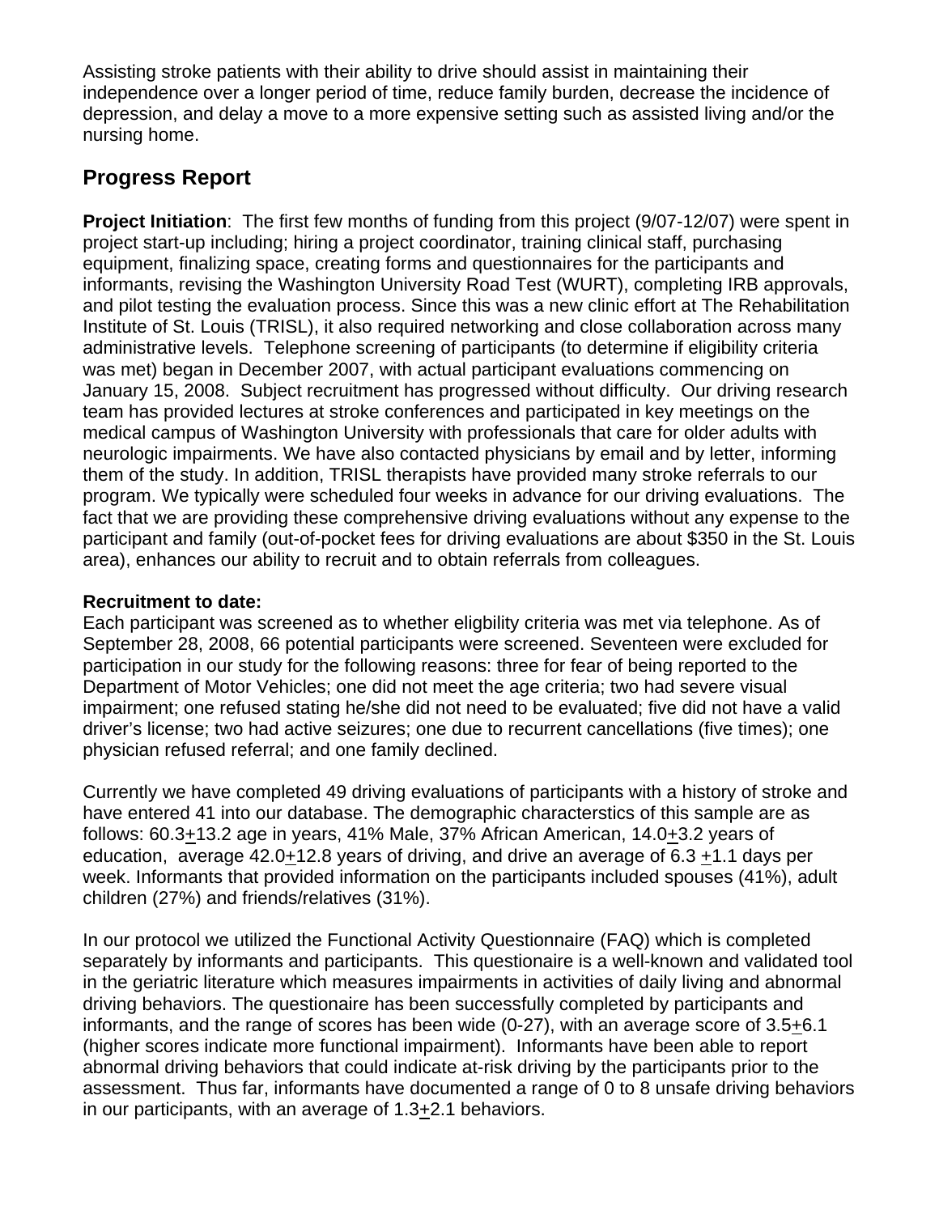Assisting stroke patients with their ability to drive should assist in maintaining their independence over a longer period of time, reduce family burden, decrease the incidence of depression, and delay a move to a more expensive setting such as assisted living and/or the nursing home.

## Progress Report

**Project Initiation**: The first few months of funding from this project (9/07-12/07) were spent in project start-up including; hiring a project coordinator, training clinical staff, purchasing equipment, finalizing space, creating forms and questionnaires for the participants and informants, revising the Washington University Road Test (WURT), completing IRB approvals, and pilot testing the evaluation process. Since this was a new clinic effort at The Rehabilitation Institute of St. Louis (TRISL), it also required networking and close collaboration across many administrative levels. Telephone screening of participants (to determine if eligibility criteria was met) began in December 2007, with actual participant evaluations commencing on January 15, 2008. Subject recruitment has progressed without difficulty. Our driving research team has provided lectures at stroke conferences and participated in key meetings on the medical campus of Washington University with professionals that care for older adults with neurologic impairments. We have also contacted physicians by email and by letter, informing them of the study. In addition, TRISL therapists have provided many stroke referrals to our program. We typically were scheduled four weeks in advance for our driving evaluations. The fact that we are providing these comprehensive driving evaluations without any expense to the participant and family (out-of-pocket fees for driving evaluations are about $350 in the St. Louis area), enhances our ability to recruit and to obtain referrals from colleagues.

**Recruitment to date:**
Each participant was screened as to whether eligbility criteria was met via telephone. As of September 28, 2008, 66 potential participants were screened. Seventeen were excluded for participation in our study for the following reasons: three for fear of being reported to the Department of Motor Vehicles; one did not meet the age criteria; two had severe visual impairment; one refused stating he/she did not need to be evaluated; five did not have a valid driver's license; two had active seizures; one due to recurrent cancellations (five times); one physician refused referral; and one family declined.

Currently we have completed 49 driving evaluations of participants with a history of stroke and have entered 41 into our database. The demographic characterstics of this sample are as follows: $60.3 \pm 13.2$ age in years, 41% Male, 37% African American, $14.0 \pm 3.2$ years of education, average $42.0 \pm 12.8$ years of driving, and drive an average of $6.3 \pm 1.1$ days per week. Informants that provided information on the participants included spouses (41%), adult children (27%) and friends/relatives (31%).

In our protocol we utilized the Functional Activity Questionnaire (FAQ) which is completed separately by informants and participants. This questionaire is a well-known and validated tool in the geriatric literature which measures impairments in activities of daily living and abnormal driving behaviors. The questionaire has been successfully completed by participants and informants, and the range of scores has been wide (0-27), with an average score of $3.5 \pm 6.1$ (higher scores indicate more functional impairment). Informants have been able to report abnormal driving behaviors that could indicate at-risk driving by the participants prior to the assessment. Thus far, informants have documented a range of 0 to 8 unsafe driving behaviors in our participants, with an average of $1.3 \pm 2.1$ behaviors.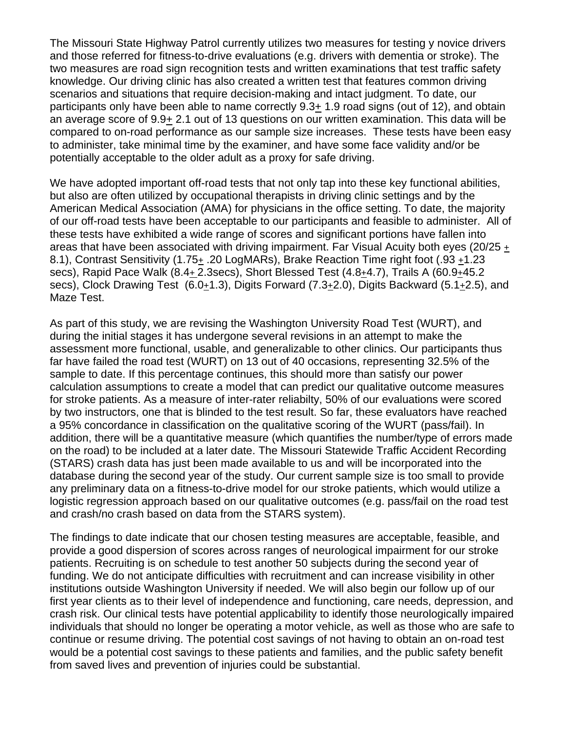The Missouri State Highway Patrol currently utilizes two measures for testing y novice drivers and those referred for fitness-to-drive evaluations (e.g. drivers with dementia or stroke). The two measures are road sign recognition tests and written examinations that test traffic safety knowledge. Our driving clinic has also created a written test that features common driving scenarios and situations that require decision-making and intact judgment. To date, our participants only have been able to name correctly 9.3± 1.9 road signs (out of 12), and obtain an average score of 9.9± 2.1 out of 13 questions on our written examination. This data will be compared to on-road performance as our sample size increases. These tests have been easy to administer, take minimal time by the examiner, and have some face validity and/or be potentially acceptable to the older adult as a proxy for safe driving.

We have adopted important off-road tests that not only tap into these key functional abilities, but also are often utilized by occupational therapists in driving clinic settings and by the American Medical Association (AMA) for physicians in the office setting. To date, the majority of our off-road tests have been acceptable to our participants and feasible to administer. All of these tests have exhibited a wide range of scores and significant portions have fallen into areas that have been associated with driving impairment. Far Visual Acuity both eyes (20/25 ± 8.1), Contrast Sensitivity (1.75± .20 LogMARs), Brake Reaction Time right foot (.93 ±1.23 secs), Rapid Pace Walk (8.4± 2.3secs), Short Blessed Test (4.8±4.7), Trails A (60.9±45.2 secs), Clock Drawing Test (6.0±1.3), Digits Forward (7.3±2.0), Digits Backward (5.1±2.5), and Maze Test.

As part of this study, we are revising the Washington University Road Test (WURT), and during the initial stages it has undergone several revisions in an attempt to make the assessment more functional, usable, and generalizable to other clinics. Our participants thus far have failed the road test (WURT) on 13 out of 40 occasions, representing 32.5% of the sample to date. If this percentage continues, this should more than satisfy our power calculation assumptions to create a model that can predict our qualitative outcome measures for stroke patients. As a measure of inter-rater reliabilty, 50% of our evaluations were scored by two instructors, one that is blinded to the test result. So far, these evaluators have reached a 95% concordance in classification on the qualitative scoring of the WURT (pass/fail). In addition, there will be a quantitative measure (which quantifies the number/type of errors made on the road) to be included at a later date. The Missouri Statewide Traffic Accident Recording (STARS) crash data has just been made available to us and will be incorporated into the database during the second year of the study. Our current sample size is too small to provide any preliminary data on a fitness-to-drive model for our stroke patients, which would utilize a logistic regression approach based on our qualitative outcomes (e.g. pass/fail on the road test and crash/no crash based on data from the STARS system).

The findings to date indicate that our chosen testing measures are acceptable, feasible, and provide a good dispersion of scores across ranges of neurological impairment for our stroke patients. Recruiting is on schedule to test another 50 subjects during the second year of funding. We do not anticipate difficulties with recruitment and can increase visibility in other institutions outside Washington University if needed. We will also begin our follow up of our first year clients as to their level of independence and functioning, care needs, depression, and crash risk. Our clinical tests have potential applicability to identify those neurologically impaired individuals that should no longer be operating a motor vehicle, as well as those who are safe to continue or resume driving. The potential cost savings of not having to obtain an on-road test would be a potential cost savings to these patients and families, and the public safety benefit from saved lives and prevention of injuries could be substantial.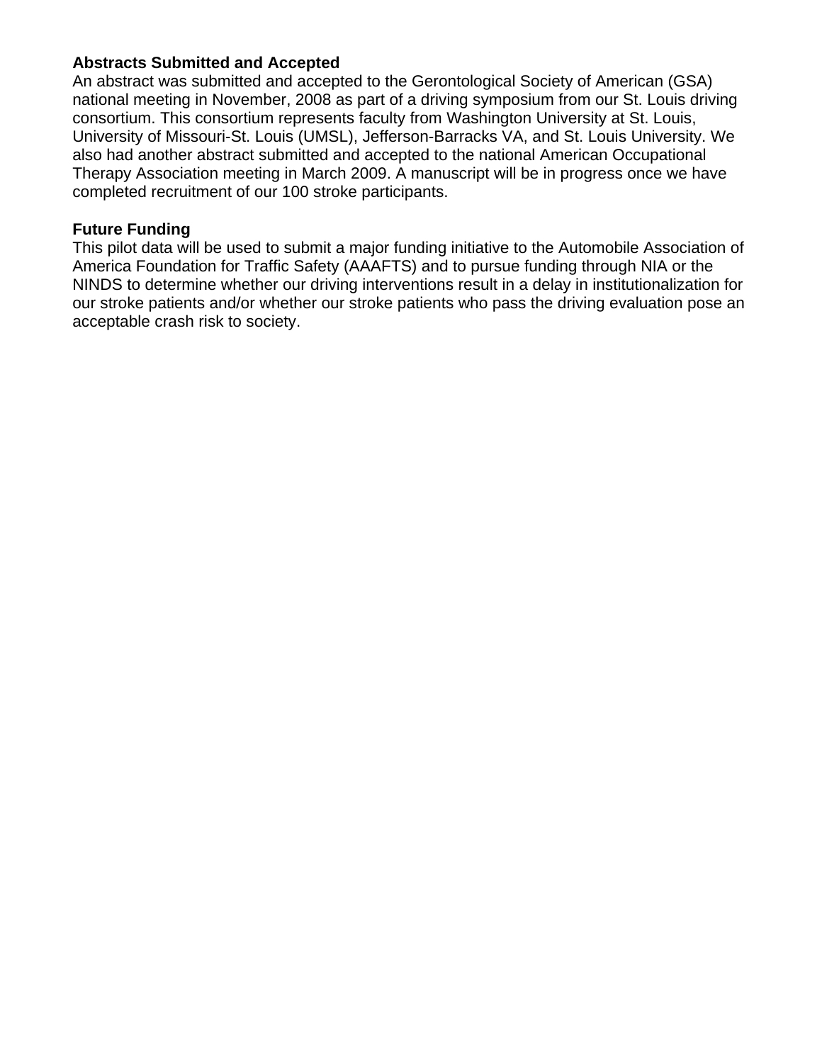**Abstracts Submitted and Accepted**
An abstract was submitted and accepted to the Gerontological Society of American (GSA) national meeting in November, 2008 as part of a driving symposium from our St. Louis driving consortium. This consortium represents faculty from Washington University at St. Louis, University of Missouri-St. Louis (UMSL), Jefferson-Barracks VA, and St. Louis University. We also had another abstract submitted and accepted to the national American Occupational Therapy Association meeting in March 2009. A manuscript will be in progress once we have completed recruitment of our 100 stroke participants.

**Future Funding**
This pilot data will be used to submit a major funding initiative to the Automobile Association of America Foundation for Traffic Safety (AAAFTS) and to pursue funding through NIA or the NINDS to determine whether our driving interventions result in a delay in institutionalization for our stroke patients and/or whether our stroke patients who pass the driving evaluation pose an acceptable crash risk to society.